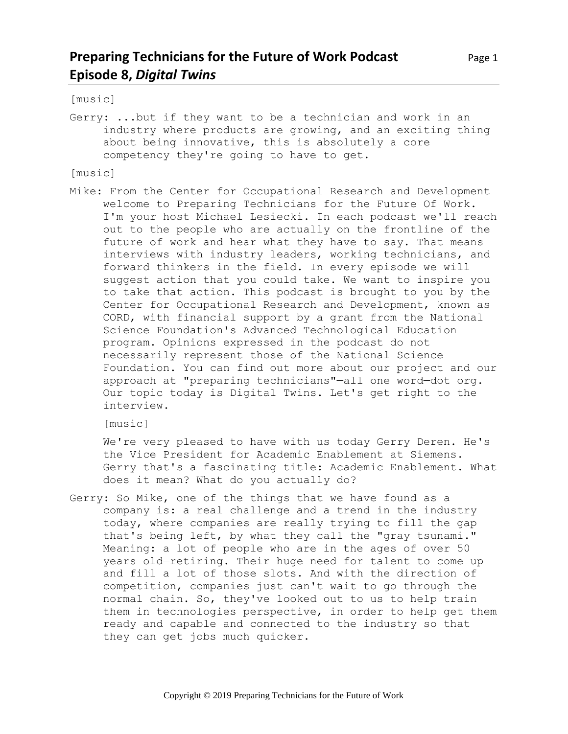# Preparing Technicians for the Future of Work Podcast
## Episode 8, *Digital Twins*

[music]

Gerry: ...but if they want to be a technician and work in an industry where products are growing, and an exciting thing about being innovative, this is absolutely a core competency they're going to have to get.

[music]

Mike: From the Center for Occupational Research and Development welcome to Preparing Technicians for the Future Of Work. I'm your host Michael Lesiecki. In each podcast we'll reach out to the people who are actually on the frontline of the future of work and hear what they have to say. That means interviews with industry leaders, working technicians, and forward thinkers in the field. In every episode we will suggest action that you could take. We want to inspire you to take that action. This podcast is brought to you by the Center for Occupational Research and Development, known as CORD, with financial support by a grant from the National Science Foundation's Advanced Technological Education program. Opinions expressed in the podcast do not necessarily represent those of the National Science Foundation. You can find out more about our project and our approach at "preparing technicians"—all one word—dot org. Our topic today is Digital Twins. Let's get right to the interview.

[music]

We're very pleased to have with us today Gerry Deren. He's the Vice President for Academic Enablement at Siemens. Gerry that's a fascinating title: Academic Enablement. What does it mean? What do you actually do?

Gerry: So Mike, one of the things that we have found as a company is: a real challenge and a trend in the industry today, where companies are really trying to fill the gap that's being left, by what they call the "gray tsunami." Meaning: a lot of people who are in the ages of over 50 years old—retiring. Their huge need for talent to come up and fill a lot of those slots. And with the direction of competition, companies just can't wait to go through the normal chain. So, they've looked out to us to help train them in technologies perspective, in order to help get them ready and capable and connected to the industry so that they can get jobs much quicker.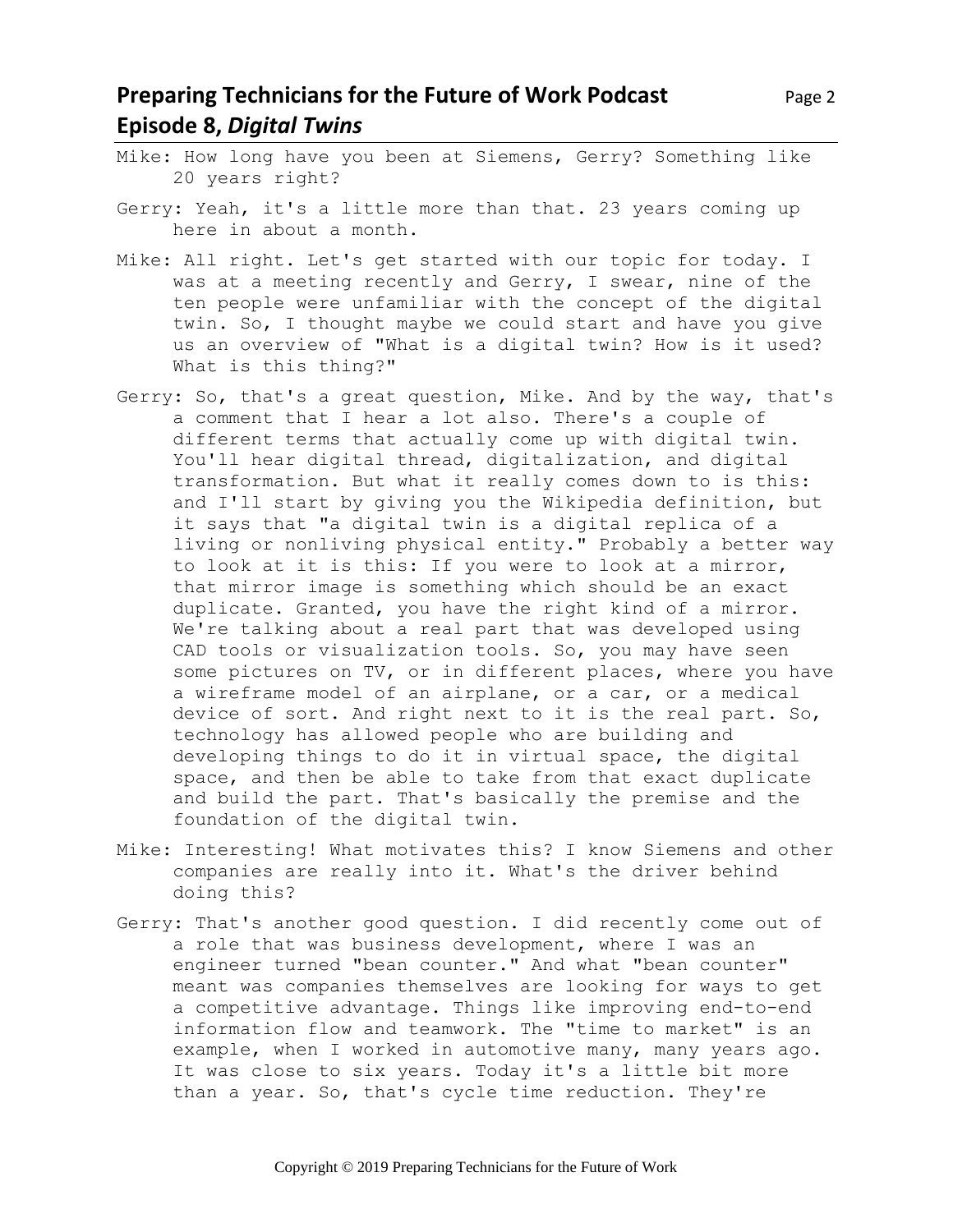Mike: How long have you been at Siemens, Gerry? Something like 20 years right?

Gerry: Yeah, it's a little more than that. 23 years coming up here in about a month.

Mike: All right. Let's get started with our topic for today. I was at a meeting recently and Gerry, I swear, nine of the ten people were unfamiliar with the concept of the digital twin. So, I thought maybe we could start and have you give us an overview of "What is a digital twin? How is it used? What is this thing?"

Gerry: So, that's a great question, Mike. And by the way, that's a comment that I hear a lot also. There's a couple of different terms that actually come up with digital twin. You'll hear digital thread, digitalization, and digital transformation. But what it really comes down to is this: and I'll start by giving you the Wikipedia definition, but it says that "a digital twin is a digital replica of a living or nonliving physical entity." Probably a better way to look at it is this: If you were to look at a mirror, that mirror image is something which should be an exact duplicate. Granted, you have the right kind of a mirror. We're talking about a real part that was developed using CAD tools or visualization tools. So, you may have seen some pictures on TV, or in different places, where you have a wireframe model of an airplane, or a car, or a medical device of sort. And right next to it is the real part. So, technology has allowed people who are building and developing things to do it in virtual space, the digital space, and then be able to take from that exact duplicate and build the part. That's basically the premise and the foundation of the digital twin.

Mike: Interesting! What motivates this? I know Siemens and other companies are really into it. What's the driver behind doing this?

Gerry: That's another good question. I did recently come out of a role that was business development, where I was an engineer turned "bean counter." And what "bean counter" meant was companies themselves are looking for ways to get a competitive advantage. Things like improving end-to-end information flow and teamwork. The "time to market" is an example, when I worked in automotive many, many years ago. It was close to six years. Today it's a little bit more than a year. So, that's cycle time reduction. They're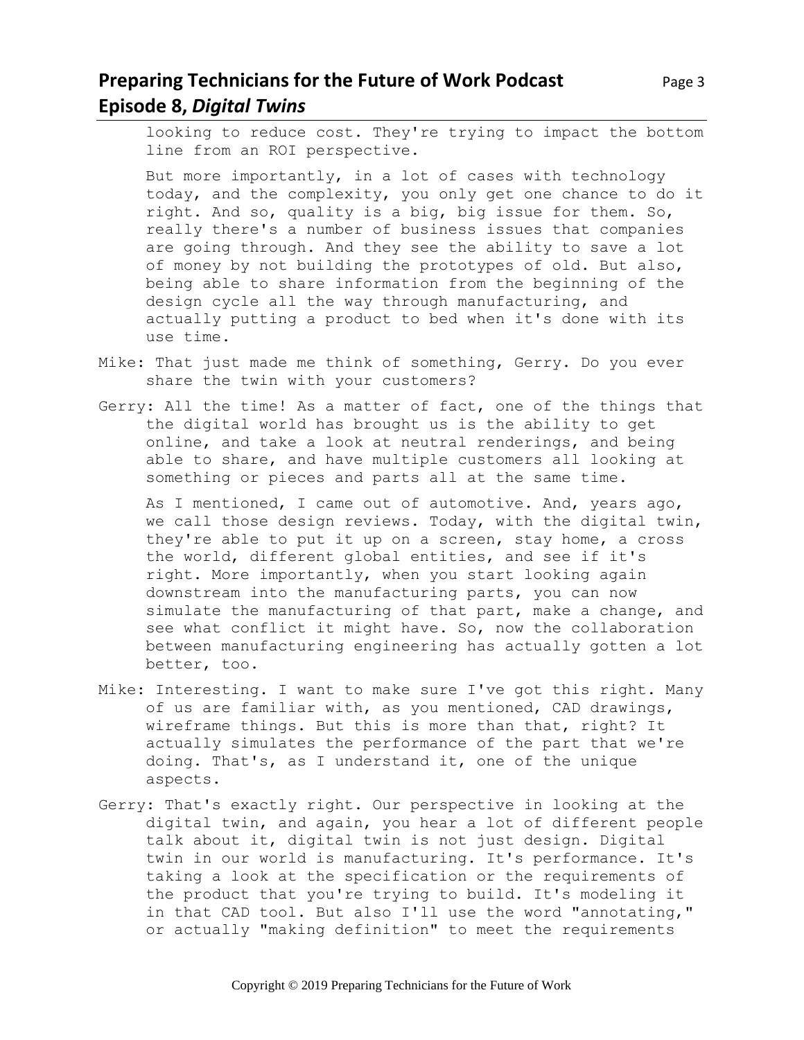looking to reduce cost. They're trying to impact the bottom line from an ROI perspective.

But more importantly, in a lot of cases with technology today, and the complexity, you only get one chance to do it right. And so, quality is a big, big issue for them. So, really there's a number of business issues that companies are going through. And they see the ability to save a lot of money by not building the prototypes of old. But also, being able to share information from the beginning of the design cycle all the way through manufacturing, and actually putting a product to bed when it's done with its use time.

Mike: That just made me think of something, Gerry. Do you ever share the twin with your customers?

Gerry: All the time! As a matter of fact, one of the things that the digital world has brought us is the ability to get online, and take a look at neutral renderings, and being able to share, and have multiple customers all looking at something or pieces and parts all at the same time.

As I mentioned, I came out of automotive. And, years ago, we call those design reviews. Today, with the digital twin, they're able to put it up on a screen, stay home, a cross the world, different global entities, and see if it's right. More importantly, when you start looking again downstream into the manufacturing parts, you can now simulate the manufacturing of that part, make a change, and see what conflict it might have. So, now the collaboration between manufacturing engineering has actually gotten a lot better, too.

Mike: Interesting. I want to make sure I've got this right. Many of us are familiar with, as you mentioned, CAD drawings, wireframe things. But this is more than that, right? It actually simulates the performance of the part that we're doing. That's, as I understand it, one of the unique aspects.

Gerry: That's exactly right. Our perspective in looking at the digital twin, and again, you hear a lot of different people talk about it, digital twin is not just design. Digital twin in our world is manufacturing. It's performance. It's taking a look at the specification or the requirements of the product that you're trying to build. It's modeling it in that CAD tool. But also I'll use the word "annotating," or actually "making definition" to meet the requirements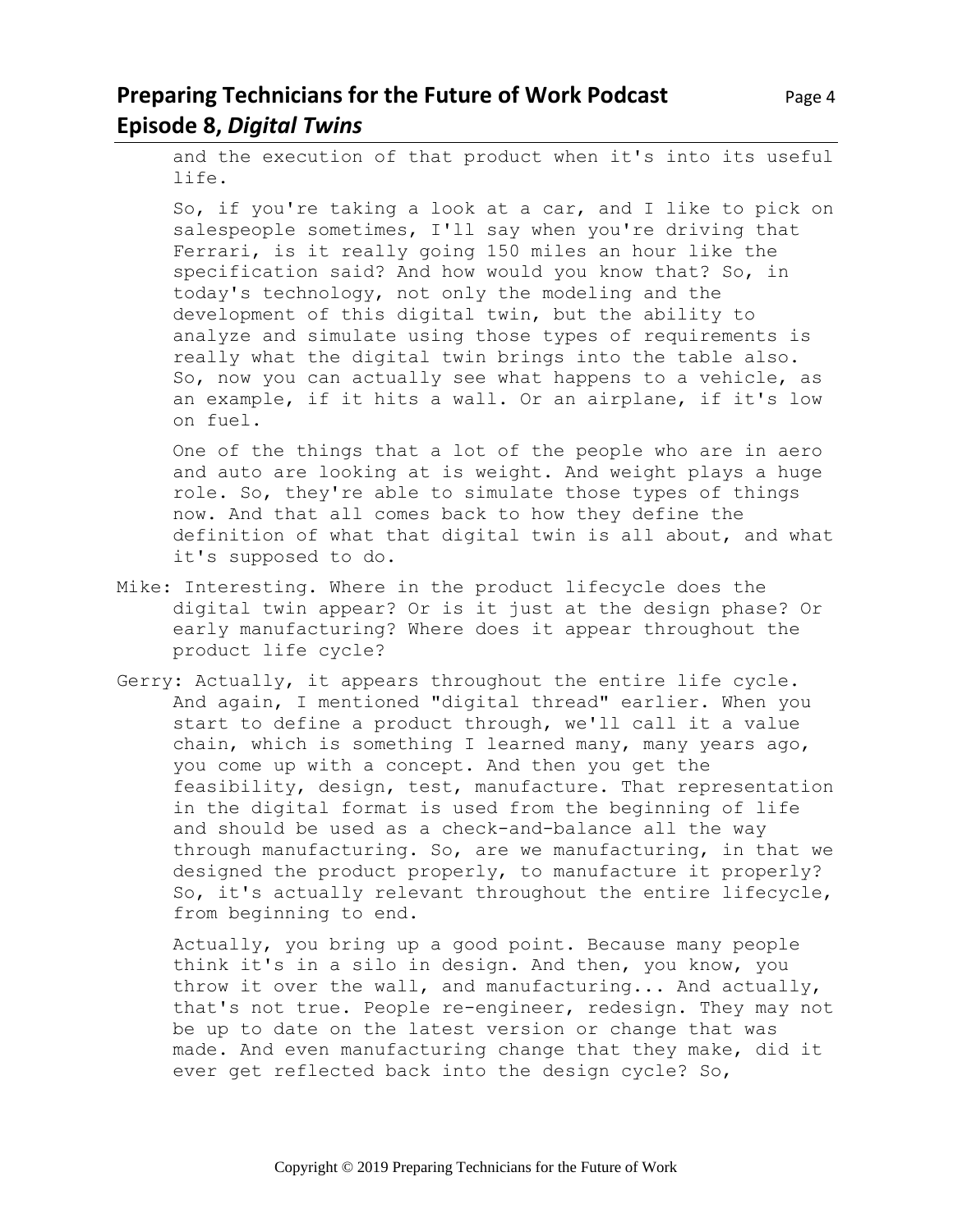and the execution of that product when it's into its useful life.

So, if you're taking a look at a car, and I like to pick on salespeople sometimes, I'll say when you're driving that Ferrari, is it really going 150 miles an hour like the specification said? And how would you know that? So, in today's technology, not only the modeling and the development of this digital twin, but the ability to analyze and simulate using those types of requirements is really what the digital twin brings into the table also. So, now you can actually see what happens to a vehicle, as an example, if it hits a wall. Or an airplane, if it's low on fuel.

One of the things that a lot of the people who are in aero and auto are looking at is weight. And weight plays a huge role. So, they're able to simulate those types of things now. And that all comes back to how they define the definition of what that digital twin is all about, and what it's supposed to do.

Mike: Interesting. Where in the product lifecycle does the digital twin appear? Or is it just at the design phase? Or early manufacturing? Where does it appear throughout the product life cycle?

Gerry: Actually, it appears throughout the entire life cycle. And again, I mentioned "digital thread" earlier. When you start to define a product through, we'll call it a value chain, which is something I learned many, many years ago, you come up with a concept. And then you get the feasibility, design, test, manufacture. That representation in the digital format is used from the beginning of life and should be used as a check-and-balance all the way through manufacturing. So, are we manufacturing, in that we designed the product properly, to manufacture it properly? So, it's actually relevant throughout the entire lifecycle, from beginning to end.

Actually, you bring up a good point. Because many people think it's in a silo in design. And then, you know, you throw it over the wall, and manufacturing... And actually, that's not true. People re-engineer, redesign. They may not be up to date on the latest version or change that was made. And even manufacturing change that they make, did it ever get reflected back into the design cycle? So,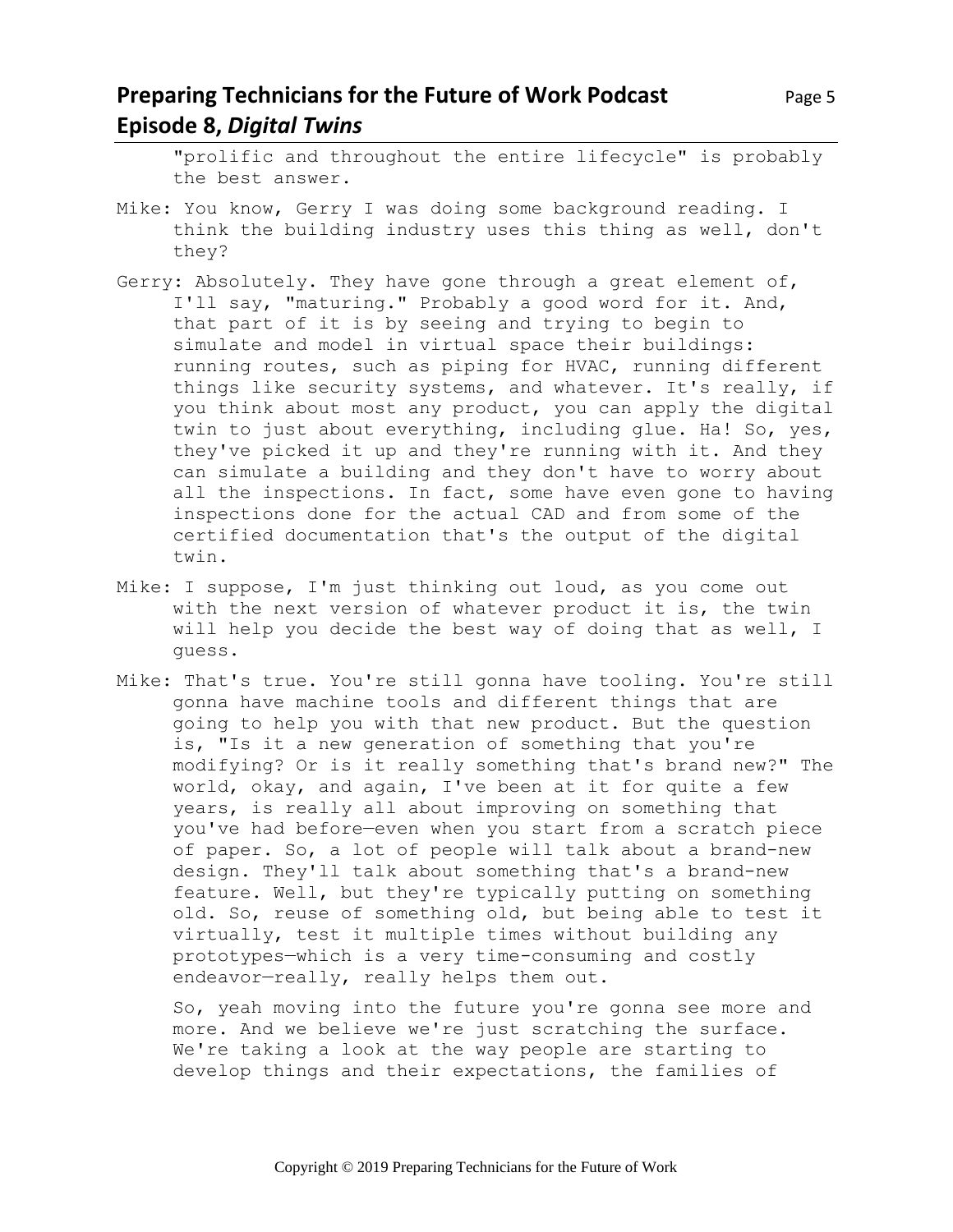"prolific and throughout the entire lifecycle" is probably the best answer.

Mike: You know, Gerry I was doing some background reading. I think the building industry uses this thing as well, don't they?

Gerry: Absolutely. They have gone through a great element of, I'll say, "maturing." Probably a good word for it. And, that part of it is by seeing and trying to begin to simulate and model in virtual space their buildings: running routes, such as piping for HVAC, running different things like security systems, and whatever. It's really, if you think about most any product, you can apply the digital twin to just about everything, including glue. Ha! So, yes, they've picked it up and they're running with it. And they can simulate a building and they don't have to worry about all the inspections. In fact, some have even gone to having inspections done for the actual CAD and from some of the certified documentation that's the output of the digital twin.

Mike: I suppose, I'm just thinking out loud, as you come out with the next version of whatever product it is, the twin will help you decide the best way of doing that as well, I guess.

Mike: That's true. You're still gonna have tooling. You're still gonna have machine tools and different things that are going to help you with that new product. But the question is, "Is it a new generation of something that you're modifying? Or is it really something that's brand new?" The world, okay, and again, I've been at it for quite a few years, is really all about improving on something that you've had before—even when you start from a scratch piece of paper. So, a lot of people will talk about a brand-new design. They'll talk about something that's a brand-new feature. Well, but they're typically putting on something old. So, reuse of something old, but being able to test it virtually, test it multiple times without building any prototypes—which is a very time-consuming and costly endeavor—really, really helps them out.

So, yeah moving into the future you're gonna see more and more. And we believe we're just scratching the surface. We're taking a look at the way people are starting to develop things and their expectations, the families of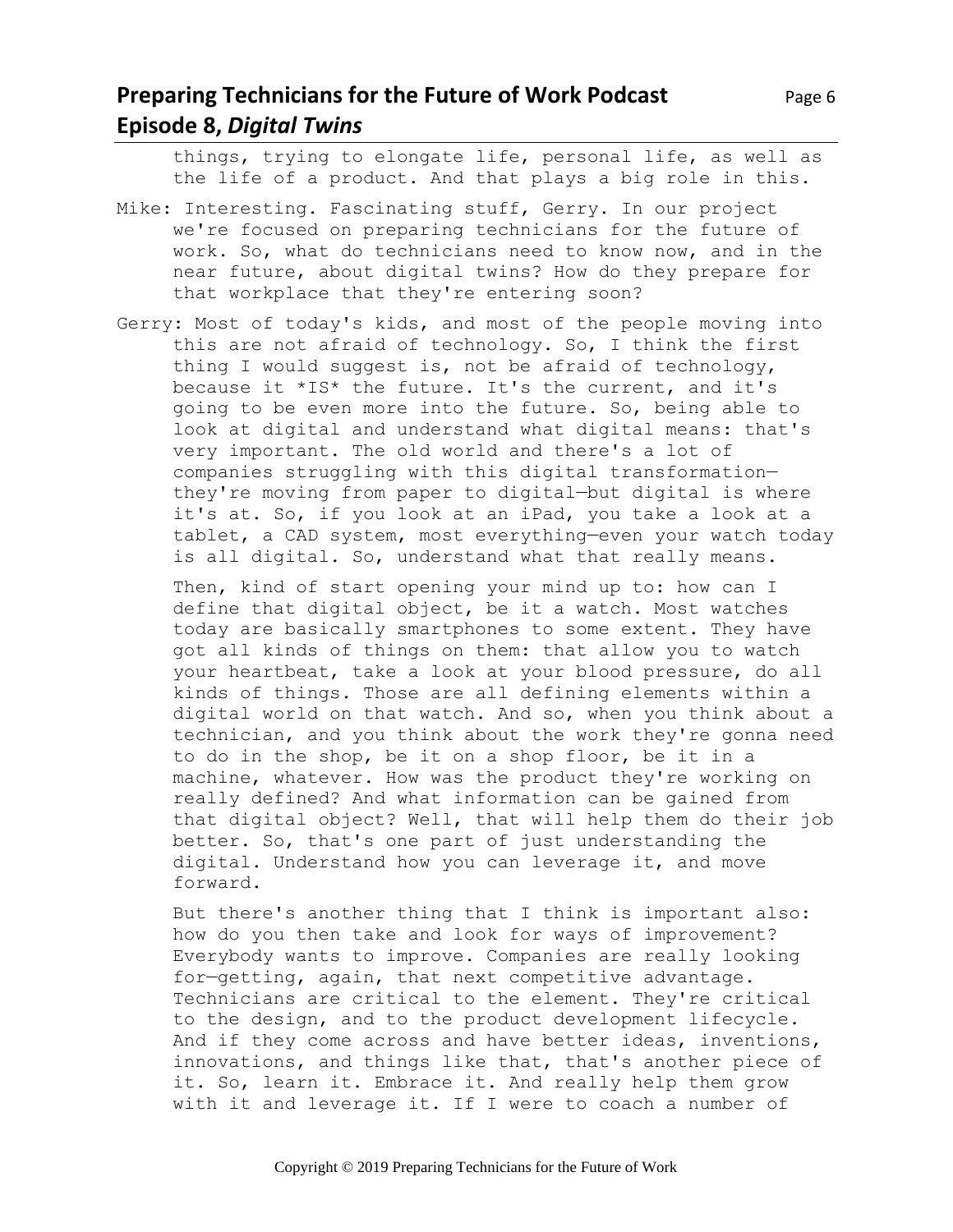things, trying to elongate life, personal life, as well as the life of a product. And that plays a big role in this.

Mike: Interesting. Fascinating stuff, Gerry. In our project we're focused on preparing technicians for the future of work. So, what do technicians need to know now, and in the near future, about digital twins? How do they prepare for that workplace that they're entering soon?

Gerry: Most of today's kids, and most of the people moving into this are not afraid of technology. So, I think the first thing I would suggest is, not be afraid of technology, because it *IS* the future. It's the current, and it's going to be even more into the future. So, being able to look at digital and understand what digital means: that's very important. The old world and there's a lot of companies struggling with this digital transformation—they're moving from paper to digital—but digital is where it's at. So, if you look at an iPad, you take a look at a tablet, a CAD system, most everything—even your watch today is all digital. So, understand what that really means.

Then, kind of start opening your mind up to: how can I define that digital object, be it a watch. Most watches today are basically smartphones to some extent. They have got all kinds of things on them: that allow you to watch your heartbeat, take a look at your blood pressure, do all kinds of things. Those are all defining elements within a digital world on that watch. And so, when you think about a technician, and you think about the work they're gonna need to do in the shop, be it on a shop floor, be it in a machine, whatever. How was the product they're working on really defined? And what information can be gained from that digital object? Well, that will help them do their job better. So, that's one part of just understanding the digital. Understand how you can leverage it, and move forward.

But there's another thing that I think is important also: how do you then take and look for ways of improvement? Everybody wants to improve. Companies are really looking for—getting, again, that next competitive advantage. Technicians are critical to the element. They're critical to the design, and to the product development lifecycle. And if they come across and have better ideas, inventions, innovations, and things like that, that's another piece of it. So, learn it. Embrace it. And really help them grow with it and leverage it. If I were to coach a number of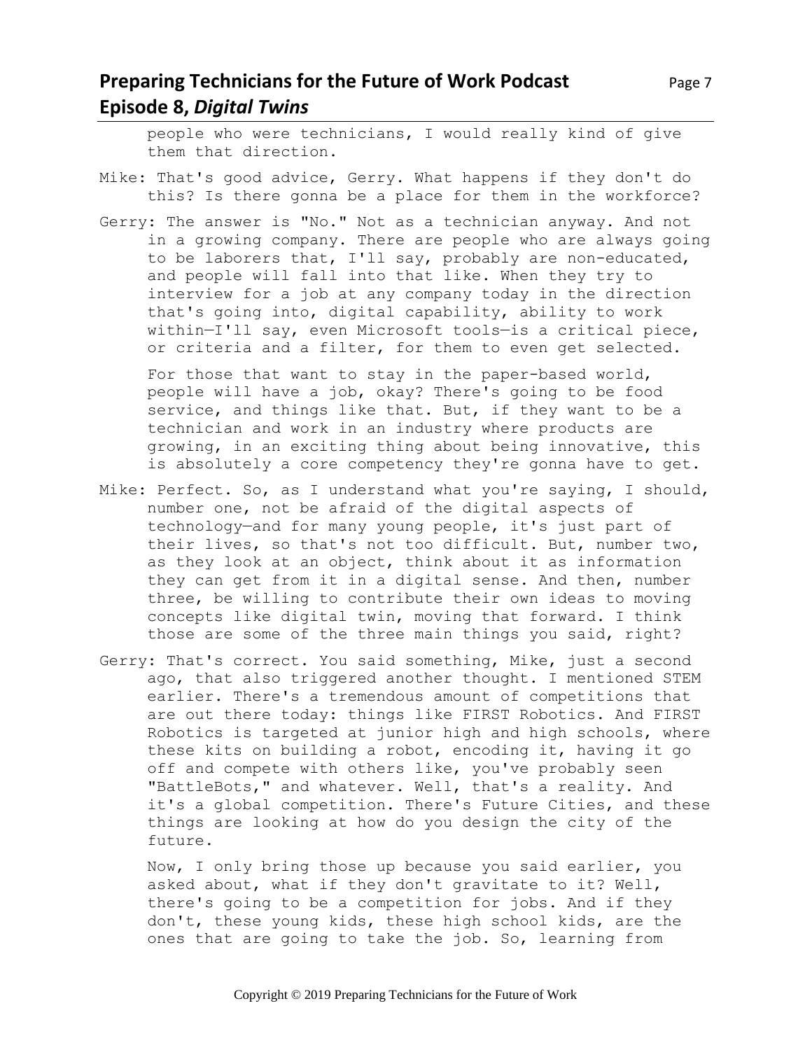people who were technicians, I would really kind of give them that direction.

Mike: That's good advice, Gerry. What happens if they don't do this? Is there gonna be a place for them in the workforce?

Gerry: The answer is "No." Not as a technician anyway. And not in a growing company. There are people who are always going to be laborers that, I'll say, probably are non-educated, and people will fall into that like. When they try to interview for a job at any company today in the direction that's going into, digital capability, ability to work within—I'll say, even Microsoft tools—is a critical piece, or criteria and a filter, for them to even get selected.

For those that want to stay in the paper-based world, people will have a job, okay? There's going to be food service, and things like that. But, if they want to be a technician and work in an industry where products are growing, in an exciting thing about being innovative, this is absolutely a core competency they're gonna have to get.

Mike: Perfect. So, as I understand what you're saying, I should, number one, not be afraid of the digital aspects of technology—and for many young people, it's just part of their lives, so that's not too difficult. But, number two, as they look at an object, think about it as information they can get from it in a digital sense. And then, number three, be willing to contribute their own ideas to moving concepts like digital twin, moving that forward. I think those are some of the three main things you said, right?

Gerry: That's correct. You said something, Mike, just a second ago, that also triggered another thought. I mentioned STEM earlier. There's a tremendous amount of competitions that are out there today: things like FIRST Robotics. And FIRST Robotics is targeted at junior high and high schools, where these kits on building a robot, encoding it, having it go off and compete with others like, you've probably seen "BattleBots," and whatever. Well, that's a reality. And it's a global competition. There's Future Cities, and these things are looking at how do you design the city of the future.

Now, I only bring those up because you said earlier, you asked about, what if they don't gravitate to it? Well, there's going to be a competition for jobs. And if they don't, these young kids, these high school kids, are the ones that are going to take the job. So, learning from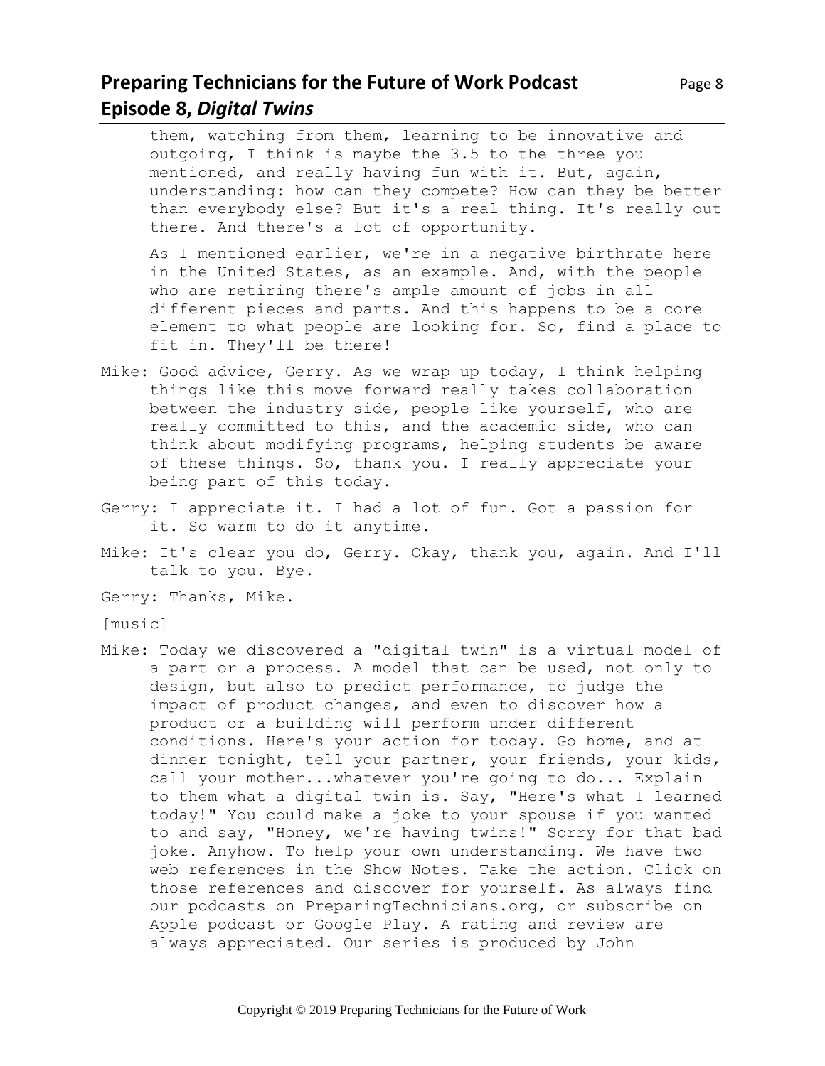them, watching from them, learning to be innovative and outgoing, I think is maybe the 3.5 to the three you mentioned, and really having fun with it. But, again, understanding: how can they compete? How can they be better than everybody else? But it's a real thing. It's really out there. And there's a lot of opportunity.

As I mentioned earlier, we're in a negative birthrate here in the United States, as an example. And, with the people who are retiring there's ample amount of jobs in all different pieces and parts. And this happens to be a core element to what people are looking for. So, find a place to fit in. They'll be there!

Mike: Good advice, Gerry. As we wrap up today, I think helping things like this move forward really takes collaboration between the industry side, people like yourself, who are really committed to this, and the academic side, who can think about modifying programs, helping students be aware of these things. So, thank you. I really appreciate your being part of this today.

Gerry: I appreciate it. I had a lot of fun. Got a passion for it. So warm to do it anytime.

Mike: It's clear you do, Gerry. Okay, thank you, again. And I'll talk to you. Bye.

Gerry: Thanks, Mike.

[music]

Mike: Today we discovered a "digital twin" is a virtual model of a part or a process. A model that can be used, not only to design, but also to predict performance, to judge the impact of product changes, and even to discover how a product or a building will perform under different conditions. Here's your action for today. Go home, and at dinner tonight, tell your partner, your friends, your kids, call your mother...whatever you're going to do... Explain to them what a digital twin is. Say, "Here's what I learned today!" You could make a joke to your spouse if you wanted to and say, "Honey, we're having twins!" Sorry for that bad joke. Anyhow. To help your own understanding. We have two web references in the Show Notes. Take the action. Click on those references and discover for yourself. As always find our podcasts on PreparingTechnicians.org, or subscribe on Apple podcast or Google Play. A rating and review are always appreciated. Our series is produced by John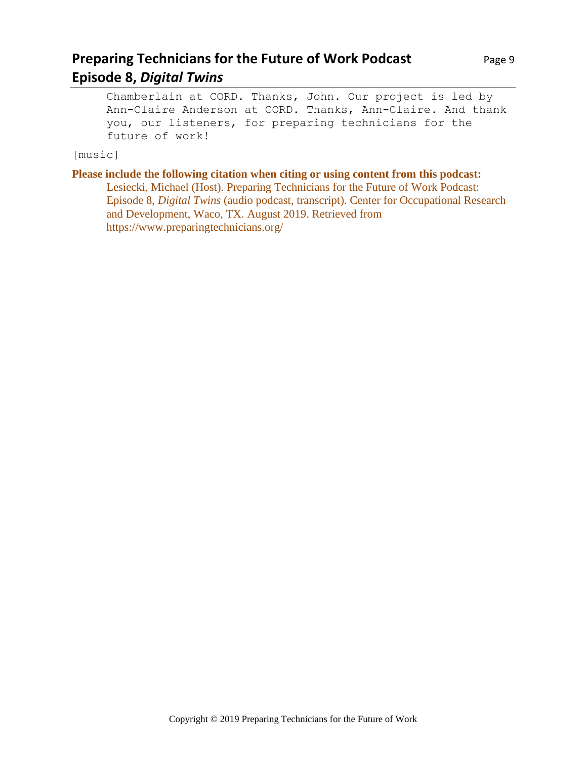Chamberlain at CORD. Thanks, John. Our project is led by Ann-Claire Anderson at CORD. Thanks, Ann-Claire. And thank you, our listeners, for preparing technicians for the future of work!

[music]

**Please include the following citation when citing or using content from this podcast:**

Lesiecki, Michael (Host). Preparing Technicians for the Future of Work Podcast: Episode 8, *Digital Twins* (audio podcast, transcript). Center for Occupational Research and Development, Waco, TX. August 2019. Retrieved from https://www.preparingtechnicians.org/

Copyright © 2019 Preparing Technicians for the Future of Work